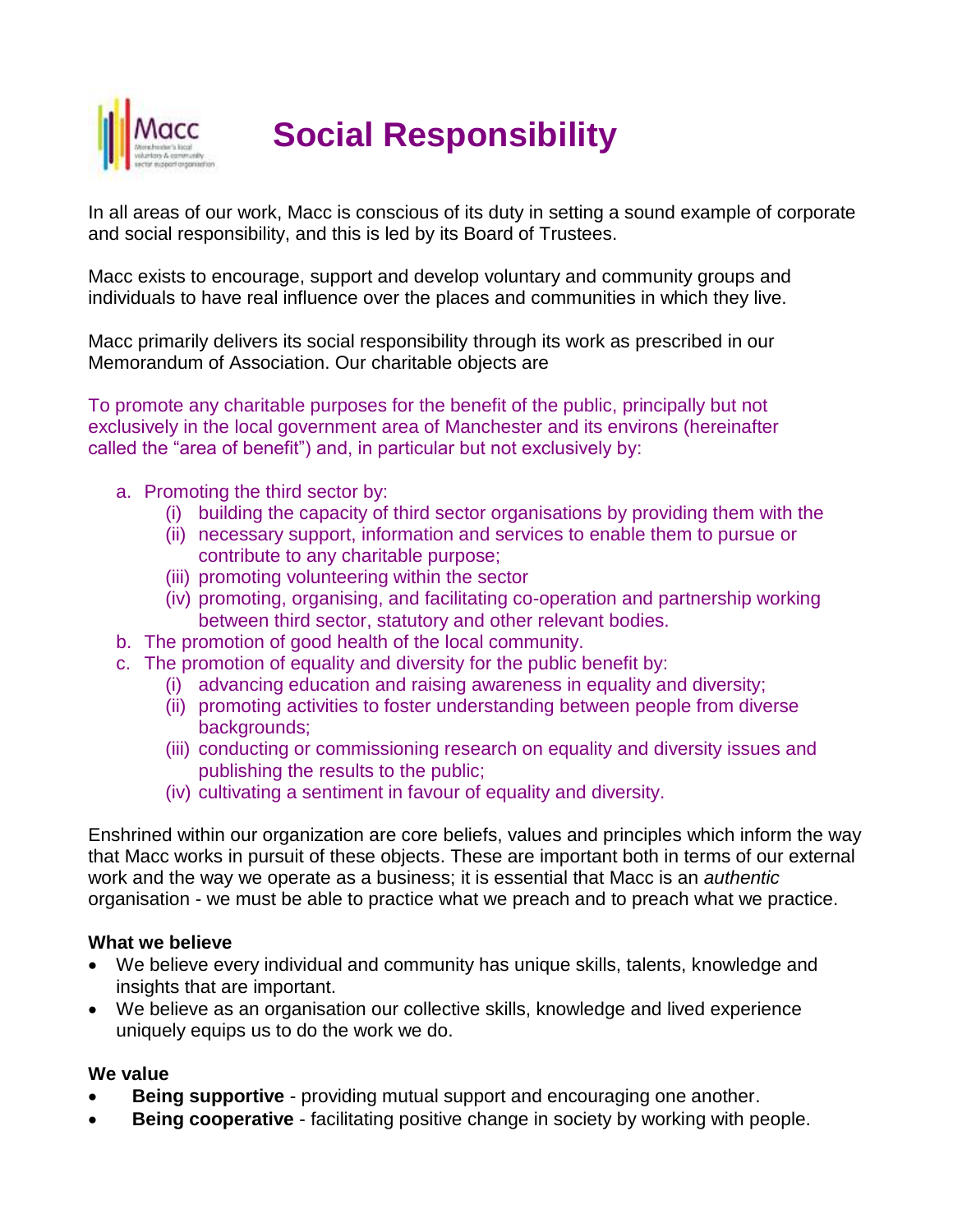# Social Responsibility

In all areas of our work, Macc is conscious of its duty in setting a sound example of corporate and social responsibility, and this is led by its Board of Trustees.

Macc exists to encourage, support and develop voluntary and community groups and individuals to have real influence over the places and communities in which they live.

Macc primarily delivers its social responsibility through its work as prescribed in our Memorandum of Association. Our charitable objects are

To promote any charitable purposes for the benefit of the public, principally but not exclusively in the local government area of Manchester and its environs (hereinafter called the "area of benefit") and, in particular but not exclusively by:

a. Promoting the third sector by:
   (i) building the capacity of third sector organisations by providing them with the
   (ii) necessary support, information and services to enable them to pursue or contribute to any charitable purpose;
   (iii) promoting volunteering within the sector
   (iv) promoting, organising, and facilitating co-operation and partnership working between third sector, statutory and other relevant bodies.
b. The promotion of good health of the local community.
c. The promotion of equality and diversity for the public benefit by:
   (i) advancing education and raising awareness in equality and diversity;
   (ii) promoting activities to foster understanding between people from diverse backgrounds;
   (iii) conducting or commissioning research on equality and diversity issues and publishing the results to the public;
   (iv) cultivating a sentiment in favour of equality and diversity.

Enshrined within our organization are core beliefs, values and principles which inform the way that Macc works in pursuit of these objects. These are important both in terms of our external work and the way we operate as a business; it is essential that Macc is an *authentic* organisation - we must be able to practice what we preach and to preach what we practice.

**What we believe**

- We believe every individual and community has unique skills, talents, knowledge and insights that are important.
- We believe as an organisation our collective skills, knowledge and lived experience uniquely equips us to do the work we do.

**We value**

- **Being supportive** - providing mutual support and encouraging one another.
- **Being cooperative** - facilitating positive change in society by working with people.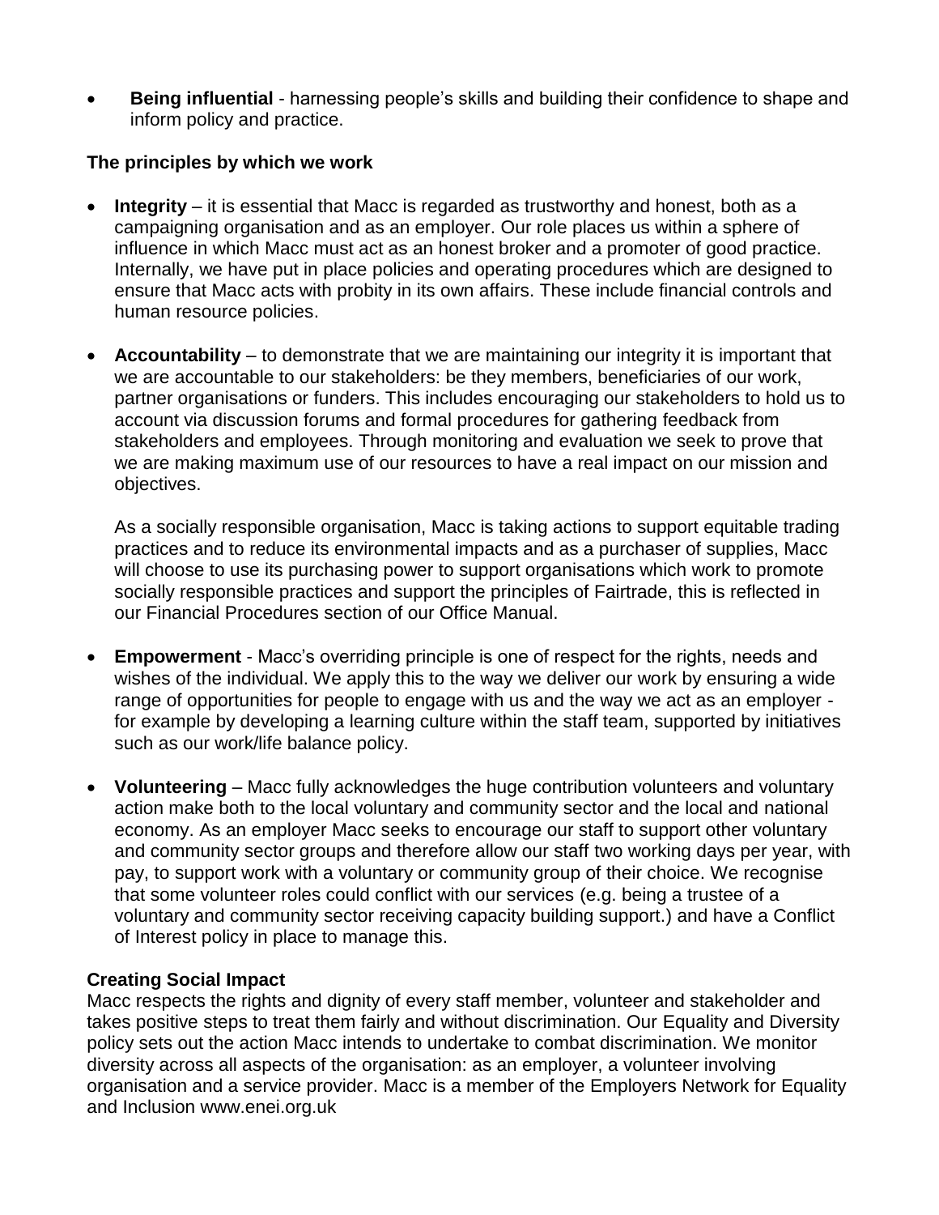- **Being influential** - harnessing people's skills and building their confidence to shape and inform policy and practice.

### The principles by which we work

- **Integrity** – it is essential that Macc is regarded as trustworthy and honest, both as a campaigning organisation and as an employer. Our role places us within a sphere of influence in which Macc must act as an honest broker and a promoter of good practice. Internally, we have put in place policies and operating procedures which are designed to ensure that Macc acts with probity in its own affairs. These include financial controls and human resource policies.

- **Accountability** – to demonstrate that we are maintaining our integrity it is important that we are accountable to our stakeholders: be they members, beneficiaries of our work, partner organisations or funders. This includes encouraging our stakeholders to hold us to account via discussion forums and formal procedures for gathering feedback from stakeholders and employees. Through monitoring and evaluation we seek to prove that we are making maximum use of our resources to have a real impact on our mission and objectives.

  As a socially responsible organisation, Macc is taking actions to support equitable trading practices and to reduce its environmental impacts and as a purchaser of supplies, Macc will choose to use its purchasing power to support organisations which work to promote socially responsible practices and support the principles of Fairtrade, this is reflected in our Financial Procedures section of our Office Manual.

- **Empowerment** - Macc's overriding principle is one of respect for the rights, needs and wishes of the individual. We apply this to the way we deliver our work by ensuring a wide range of opportunities for people to engage with us and the way we act as an employer - for example by developing a learning culture within the staff team, supported by initiatives such as our work/life balance policy.

- **Volunteering** – Macc fully acknowledges the huge contribution volunteers and voluntary action make both to the local voluntary and community sector and the local and national economy. As an employer Macc seeks to encourage our staff to support other voluntary and community sector groups and therefore allow our staff two working days per year, with pay, to support work with a voluntary or community group of their choice. We recognise that some volunteer roles could conflict with our services (e.g. being a trustee of a voluntary and community sector receiving capacity building support.) and have a Conflict of Interest policy in place to manage this.

### Creating Social Impact

Macc respects the rights and dignity of every staff member, volunteer and stakeholder and takes positive steps to treat them fairly and without discrimination. Our Equality and Diversity policy sets out the action Macc intends to undertake to combat discrimination. We monitor diversity across all aspects of the organisation: as an employer, a volunteer involving organisation and a service provider. Macc is a member of the Employers Network for Equality and Inclusion www.enei.org.uk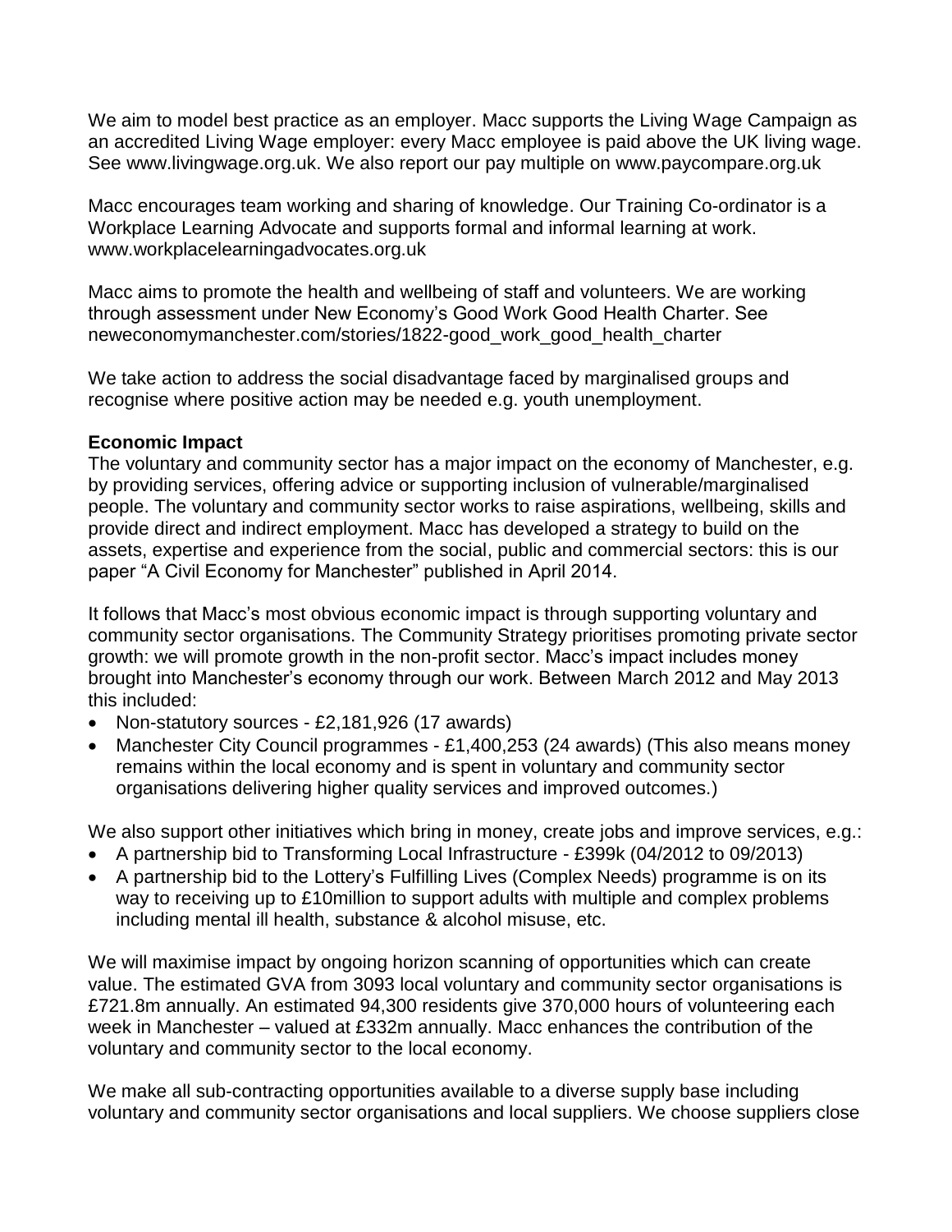We aim to model best practice as an employer. Macc supports the Living Wage Campaign as an accredited Living Wage employer: every Macc employee is paid above the UK living wage. See www.livingwage.org.uk. We also report our pay multiple on www.paycompare.org.uk

Macc encourages team working and sharing of knowledge. Our Training Co-ordinator is a Workplace Learning Advocate and supports formal and informal learning at work. www.workplacelearningadvocates.org.uk

Macc aims to promote the health and wellbeing of staff and volunteers. We are working through assessment under New Economy's Good Work Good Health Charter. See neweconomymanchester.com/stories/1822-good_work_good_health_charter

We take action to address the social disadvantage faced by marginalised groups and recognise where positive action may be needed e.g. youth unemployment.

**Economic Impact**

The voluntary and community sector has a major impact on the economy of Manchester, e.g. by providing services, offering advice or supporting inclusion of vulnerable/marginalised people. The voluntary and community sector works to raise aspirations, wellbeing, skills and provide direct and indirect employment. Macc has developed a strategy to build on the assets, expertise and experience from the social, public and commercial sectors: this is our paper "A Civil Economy for Manchester" published in April 2014.

It follows that Macc's most obvious economic impact is through supporting voluntary and community sector organisations. The Community Strategy prioritises promoting private sector growth: we will promote growth in the non-profit sector. Macc's impact includes money brought into Manchester's economy through our work. Between March 2012 and May 2013 this included:

- Non-statutory sources - £2,181,926 (17 awards)
- Manchester City Council programmes - £1,400,253 (24 awards) (This also means money remains within the local economy and is spent in voluntary and community sector organisations delivering higher quality services and improved outcomes.)

We also support other initiatives which bring in money, create jobs and improve services, e.g.:

- A partnership bid to Transforming Local Infrastructure - £399k (04/2012 to 09/2013)
- A partnership bid to the Lottery's Fulfilling Lives (Complex Needs) programme is on its way to receiving up to £10million to support adults with multiple and complex problems including mental ill health, substance & alcohol misuse, etc.

We will maximise impact by ongoing horizon scanning of opportunities which can create value. The estimated GVA from 3093 local voluntary and community sector organisations is £721.8m annually. An estimated 94,300 residents give 370,000 hours of volunteering each week in Manchester – valued at £332m annually. Macc enhances the contribution of the voluntary and community sector to the local economy.

We make all sub-contracting opportunities available to a diverse supply base including voluntary and community sector organisations and local suppliers. We choose suppliers close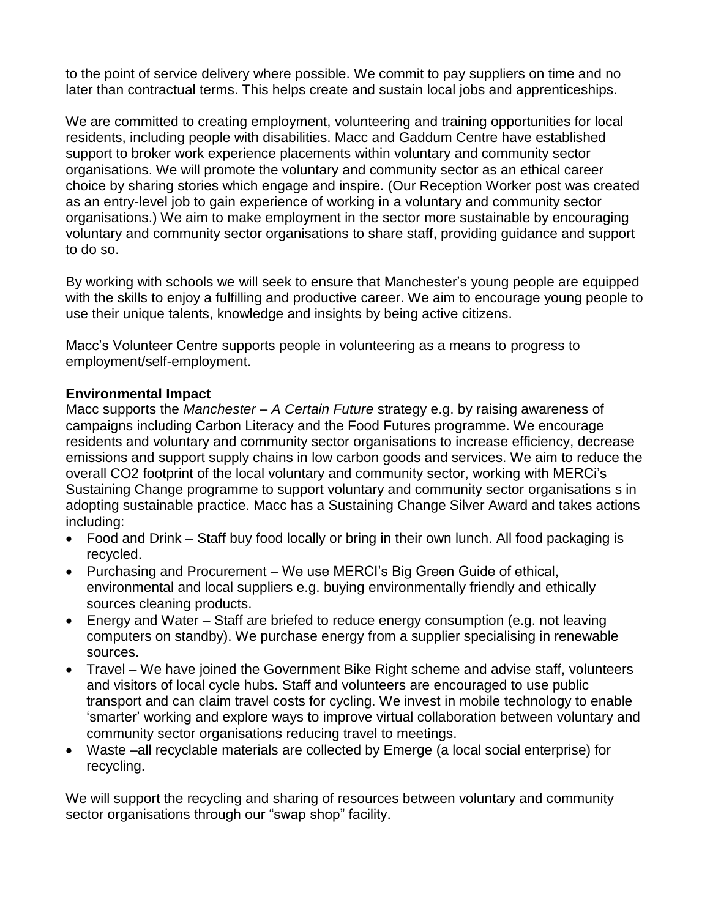to the point of service delivery where possible. We commit to pay suppliers on time and no later than contractual terms. This helps create and sustain local jobs and apprenticeships.

We are committed to creating employment, volunteering and training opportunities for local residents, including people with disabilities. Macc and Gaddum Centre have established support to broker work experience placements within voluntary and community sector organisations. We will promote the voluntary and community sector as an ethical career choice by sharing stories which engage and inspire. (Our Reception Worker post was created as an entry-level job to gain experience of working in a voluntary and community sector organisations.) We aim to make employment in the sector more sustainable by encouraging voluntary and community sector organisations to share staff, providing guidance and support to do so.

By working with schools we will seek to ensure that Manchester's young people are equipped with the skills to enjoy a fulfilling and productive career. We aim to encourage young people to use their unique talents, knowledge and insights by being active citizens.

Macc's Volunteer Centre supports people in volunteering as a means to progress to employment/self-employment.

**Environmental Impact**

Macc supports the *Manchester – A Certain Future* strategy e.g. by raising awareness of campaigns including Carbon Literacy and the Food Futures programme. We encourage residents and voluntary and community sector organisations to increase efficiency, decrease emissions and support supply chains in low carbon goods and services. We aim to reduce the overall CO2 footprint of the local voluntary and community sector, working with MERCi's Sustaining Change programme to support voluntary and community sector organisations s in adopting sustainable practice. Macc has a Sustaining Change Silver Award and takes actions including:

- Food and Drink – Staff buy food locally or bring in their own lunch. All food packaging is recycled.
- Purchasing and Procurement – We use MERCI's Big Green Guide of ethical, environmental and local suppliers e.g. buying environmentally friendly and ethically sources cleaning products.
- Energy and Water – Staff are briefed to reduce energy consumption (e.g. not leaving computers on standby). We purchase energy from a supplier specialising in renewable sources.
- Travel – We have joined the Government Bike Right scheme and advise staff, volunteers and visitors of local cycle hubs. Staff and volunteers are encouraged to use public transport and can claim travel costs for cycling. We invest in mobile technology to enable 'smarter' working and explore ways to improve virtual collaboration between voluntary and community sector organisations reducing travel to meetings.
- Waste –all recyclable materials are collected by Emerge (a local social enterprise) for recycling.

We will support the recycling and sharing of resources between voluntary and community sector organisations through our "swap shop" facility.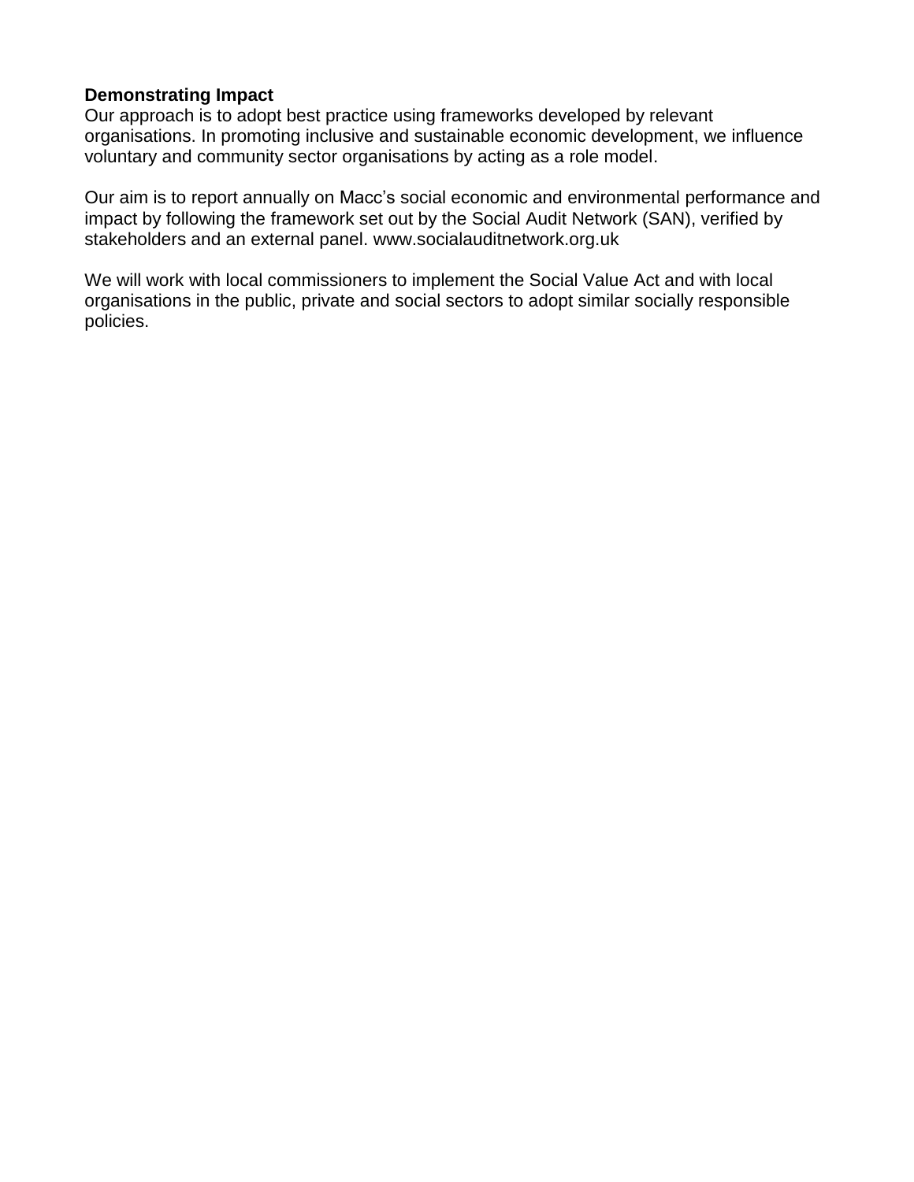**Demonstrating Impact**

Our approach is to adopt best practice using frameworks developed by relevant organisations. In promoting inclusive and sustainable economic development, we influence voluntary and community sector organisations by acting as a role model.

Our aim is to report annually on Macc's social economic and environmental performance and impact by following the framework set out by the Social Audit Network (SAN), verified by stakeholders and an external panel. www.socialauditnetwork.org.uk

We will work with local commissioners to implement the Social Value Act and with local organisations in the public, private and social sectors to adopt similar socially responsible policies.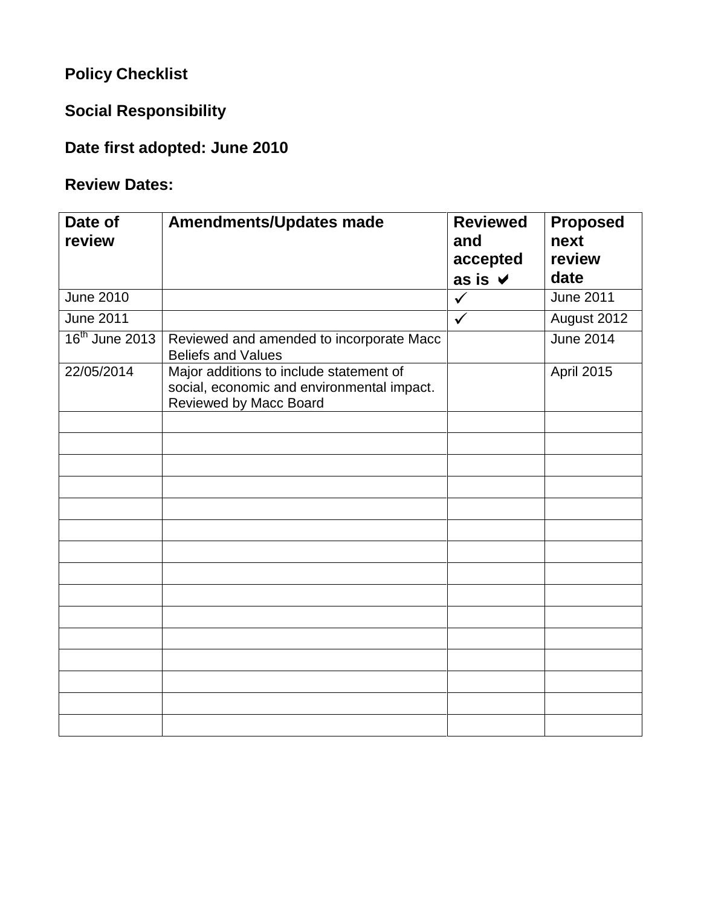**Policy Checklist**

**Social Responsibility**

**Date first adopted: June 2010**

**Review Dates:**

| Date of review | Amendments/Updates made | Reviewed and accepted as is ✔ | Proposed next review date |
|---|---|---|---|
| June 2010 | | ✓ | June 2011 |
| June 2011 | | ✓ | August 2012 |
| 16th June 2013 | Reviewed and amended to incorporate Macc Beliefs and Values | | June 2014 |
| 22/05/2014 | Major additions to include statement of social, economic and environmental impact. Reviewed by Macc Board | | April 2015 |
| | | | |
| | | | |
| | | | |
| | | | |
| | | | |
| | | | |
| | | | |
| | | | |
| | | | |
| | | | |
| | | | |
| | | | |
| | | | |
| | | | |
| | | | |